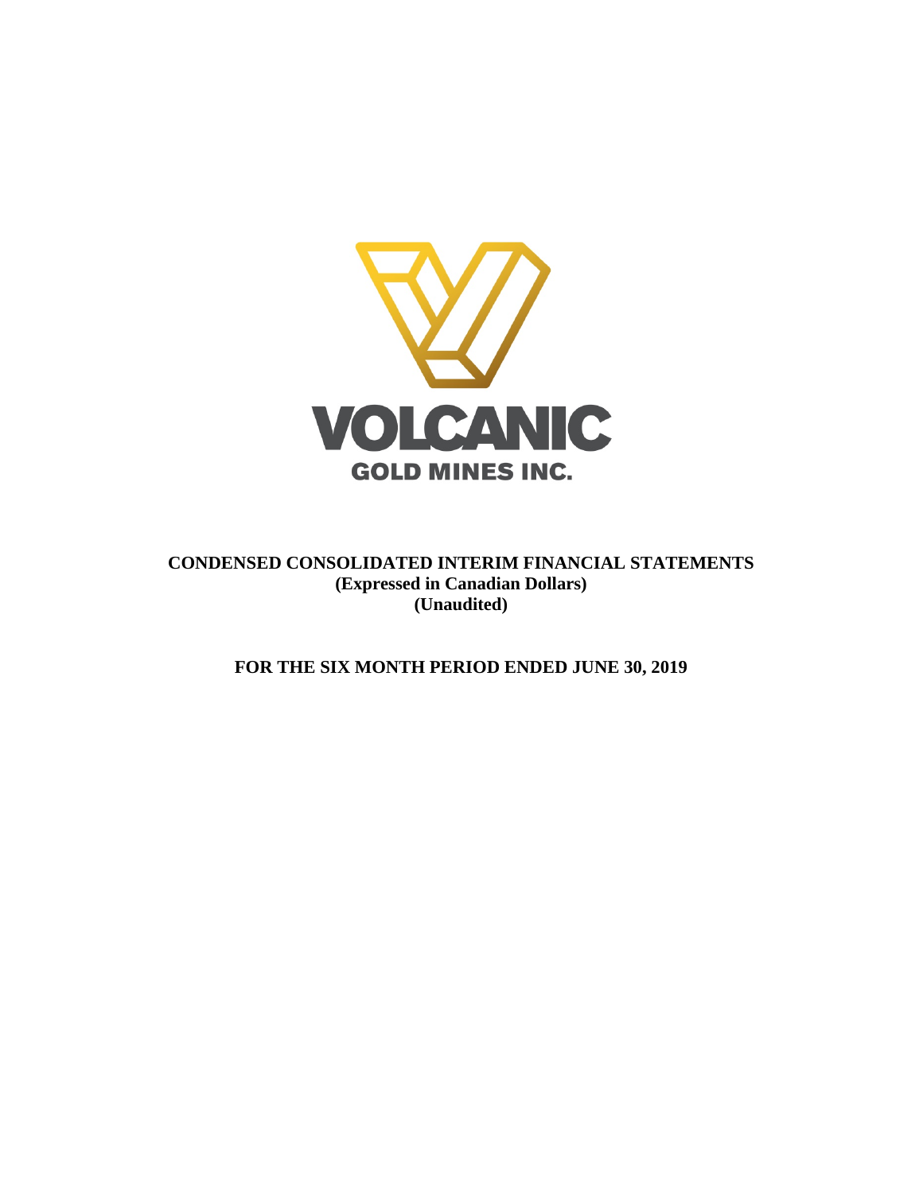VOLCANIC
GOLD MINES INC.

**CONDENSED CONSOLIDATED INTERIM FINANCIAL STATEMENTS**
**(Expressed in Canadian Dollars)**
**(Unaudited)**

**FOR THE SIX MONTH PERIOD ENDED JUNE 30, 2019**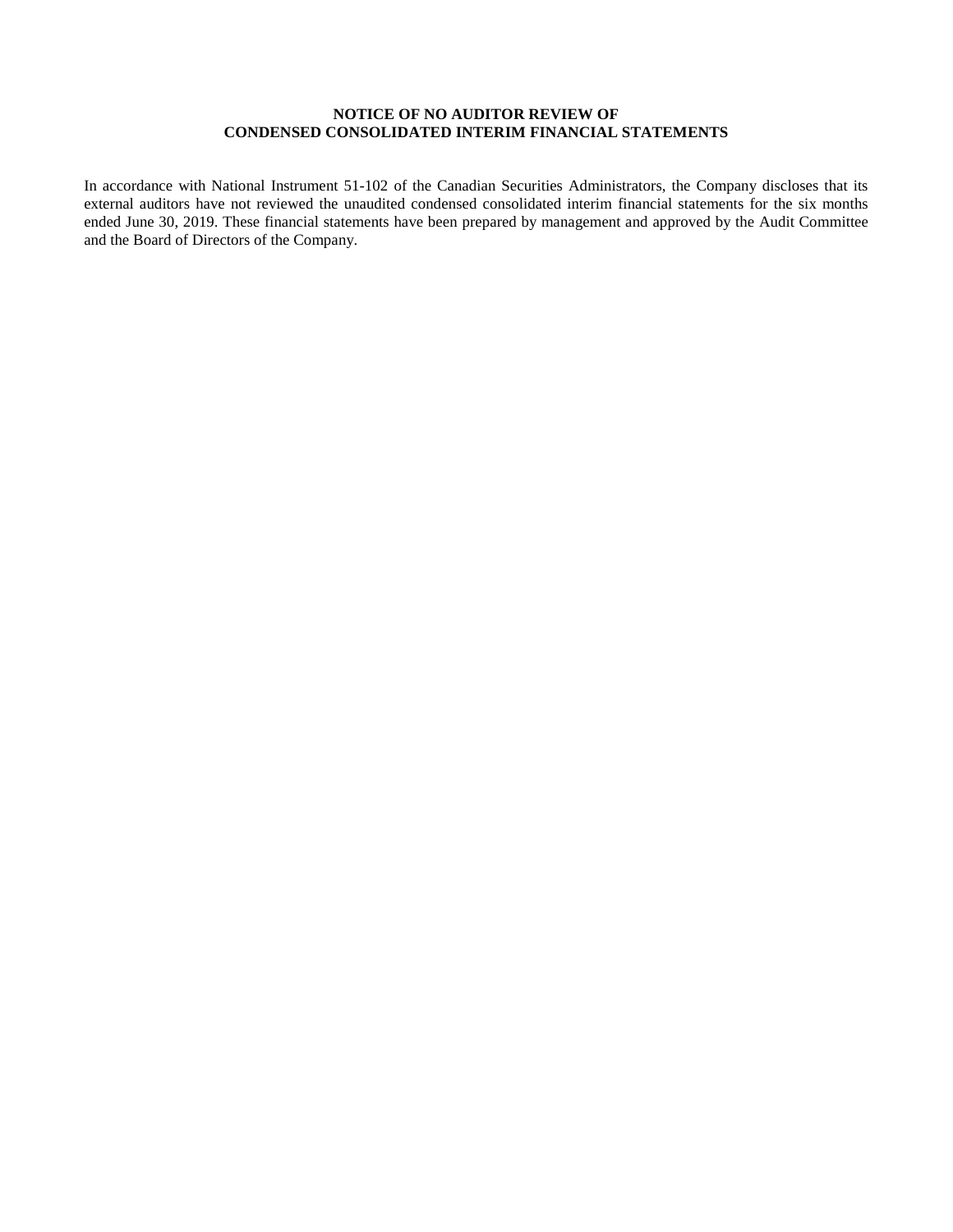**NOTICE OF NO AUDITOR REVIEW OF CONDENSED CONSOLIDATED INTERIM FINANCIAL STATEMENTS**

In accordance with National Instrument 51-102 of the Canadian Securities Administrators, the Company discloses that its external auditors have not reviewed the unaudited condensed consolidated interim financial statements for the six months ended June 30, 2019. These financial statements have been prepared by management and approved by the Audit Committee and the Board of Directors of the Company.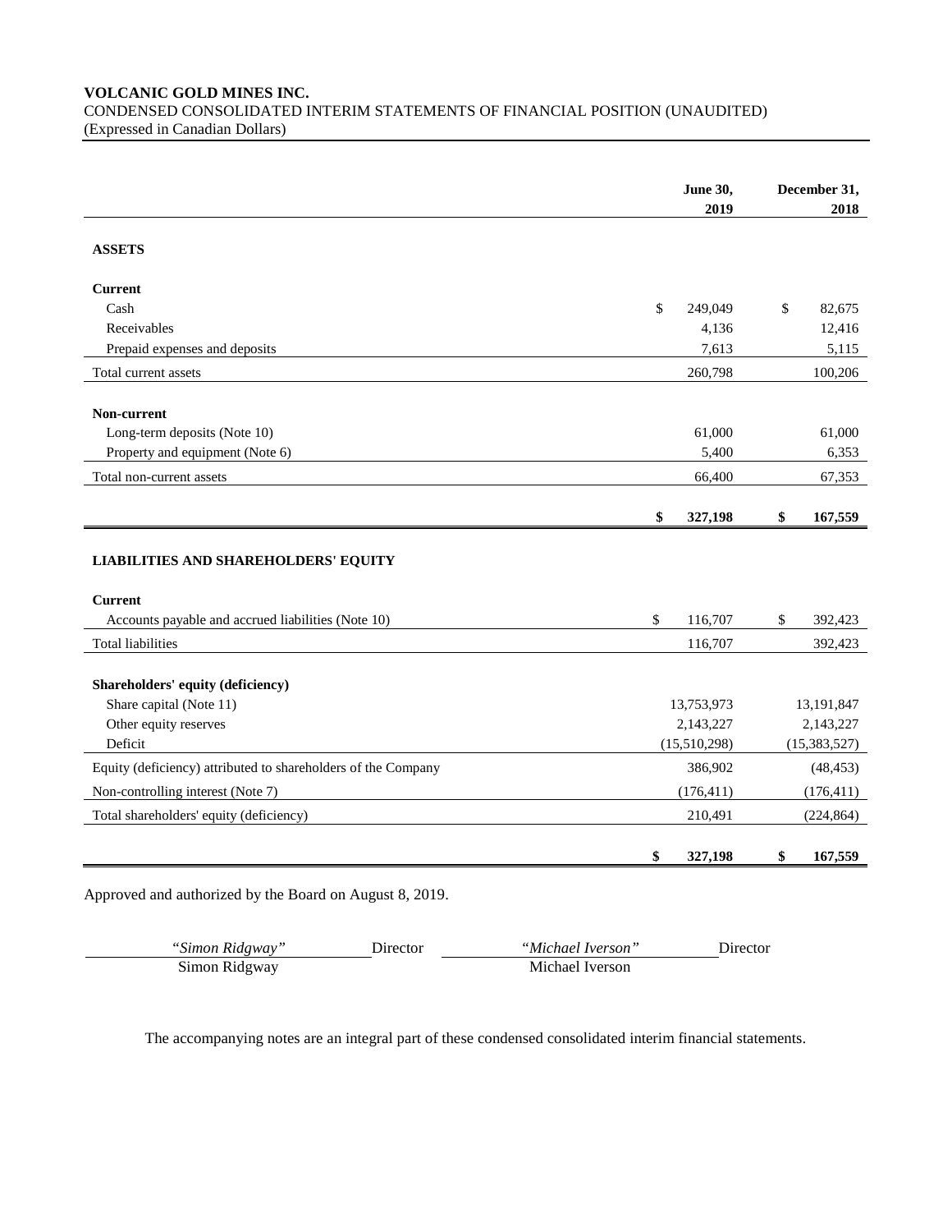**VOLCANIC GOLD MINES INC.**
CONDENSED CONSOLIDATED INTERIM STATEMENTS OF FINANCIAL POSITION (UNAUDITED)
(Expressed in Canadian Dollars)

| | June 30, 2019 | December 31, 2018 |
|---|---|---|
| **ASSETS** | | |
| **Current** | | |
| Cash | $ 249,049 | $ 82,675 |
| Receivables | 4,136 | 12,416 |
| Prepaid expenses and deposits | 7,613 | 5,115 |
| Total current assets | 260,798 | 100,206 |
| **Non-current** | | |
| Long-term deposits (Note 10) | 61,000 | 61,000 |
| Property and equipment (Note 6) | 5,400 | 6,353 |
| Total non-current assets | 66,400 | 67,353 |
| | **$ 327,198** | **$ 167,559** |
| **LIABILITIES AND SHAREHOLDERS' EQUITY** | | |
| **Current** | | |
| Accounts payable and accrued liabilities (Note 10) | $ 116,707 | $ 392,423 |
| Total liabilities | 116,707 | 392,423 |
| **Shareholders' equity (deficiency)** | | |
| Share capital (Note 11) | 13,753,973 | 13,191,847 |
| Other equity reserves | 2,143,227 | 2,143,227 |
| Deficit | (15,510,298) | (15,383,527) |
| Equity (deficiency) attributed to shareholders of the Company | 386,902 | (48,453) |
| Non-controlling interest (Note 7) | (176,411) | (176,411) |
| Total shareholders' equity (deficiency) | 210,491 | (224,864) |
| | **$ 327,198** | **$ 167,559** |

Approved and authorized by the Board on August 8, 2019.

| *"Simon Ridgway"* Director | *"Michael Iverson"* Director |
|---|---|
| Simon Ridgway | Michael Iverson |

The accompanying notes are an integral part of these condensed consolidated interim financial statements.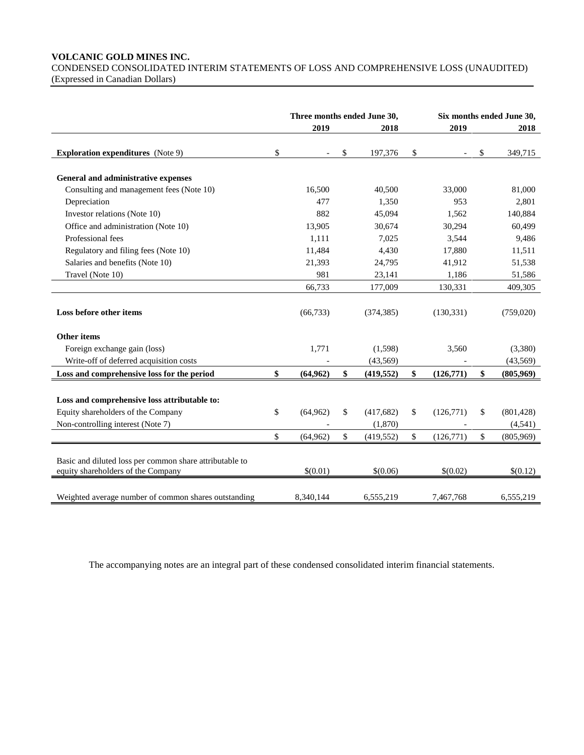**VOLCANIC GOLD MINES INC.**

CONDENSED CONSOLIDATED INTERIM STATEMENTS OF LOSS AND COMPREHENSIVE LOSS (UNAUDITED)

(Expressed in Canadian Dollars)

| | Three months ended June 30, | | Six months ended June 30, | |
|---|---|---|---|---|
| | **2019** | **2018** | **2019** | **2018** |
| **Exploration expenditures** (Note 9) | $ - | $ 197,376 | $ - | $ 349,715 |
| **General and administrative expenses** | | | | |
| Consulting and management fees (Note 10) | 16,500 | 40,500 | 33,000 | 81,000 |
| Depreciation | 477 | 1,350 | 953 | 2,801 |
| Investor relations (Note 10) | 882 | 45,094 | 1,562 | 140,884 |
| Office and administration (Note 10) | 13,905 | 30,674 | 30,294 | 60,499 |
| Professional fees | 1,111 | 7,025 | 3,544 | 9,486 |
| Regulatory and filing fees (Note 10) | 11,484 | 4,430 | 17,880 | 11,511 |
| Salaries and benefits (Note 10) | 21,393 | 24,795 | 41,912 | 51,538 |
| Travel (Note 10) | 981 | 23,141 | 1,186 | 51,586 |
| | 66,733 | 177,009 | 130,331 | 409,305 |
| **Loss before other items** | (66,733) | (374,385) | (130,331) | (759,020) |
| **Other items** | | | | |
| Foreign exchange gain (loss) | 1,771 | (1,598) | 3,560 | (3,380) |
| Write-off of deferred acquisition costs | - | (43,569) | - | (43,569) |
| **Loss and comprehensive loss for the period** | **$ (64,962)** | **$ (419,552)** | **$ (126,771)** | **$ (805,969)** |
| **Loss and comprehensive loss attributable to:** | | | | |
| Equity shareholders of the Company | $ (64,962) | $ (417,682) | $ (126,771) | $ (801,428) |
| Non-controlling interest (Note 7) | - | (1,870) | - | (4,541) |
| | $ (64,962) | $ (419,552) | $ (126,771) | $ (805,969) |
| Basic and diluted loss per common share attributable to equity shareholders of the Company | $(0.01) | $(0.06) | $(0.02) | $(0.12) |
| Weighted average number of common shares outstanding | 8,340,144 | 6,555,219 | 7,467,768 | 6,555,219 |

The accompanying notes are an integral part of these condensed consolidated interim financial statements.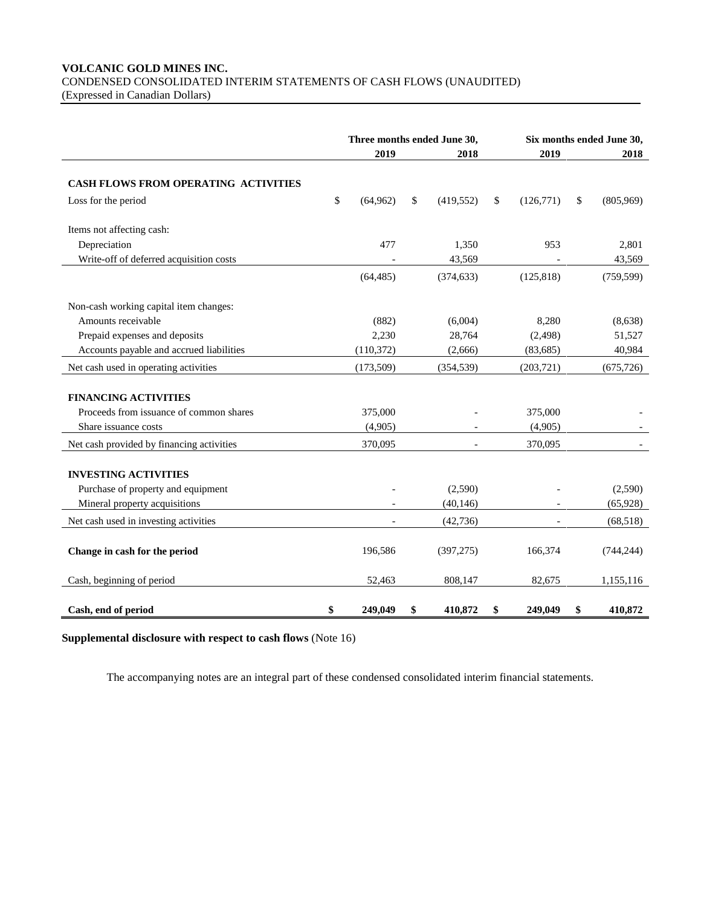**VOLCANIC GOLD MINES INC.**
CONDENSED CONSOLIDATED INTERIM STATEMENTS OF CASH FLOWS (UNAUDITED)
(Expressed in Canadian Dollars)

| | Three months ended June 30, | | Six months ended June 30, | |
|---|---|---|---|---|
| | 2019 | 2018 | 2019 | 2018 |
| **CASH FLOWS FROM OPERATING ACTIVITIES** | | | | |
| Loss for the period | $ (64,962) | $ (419,552) | $ (126,771) | $ (805,969) |
| Items not affecting cash: | | | | |
| Depreciation | 477 | 1,350 | 953 | 2,801 |
| Write-off of deferred acquisition costs | - | 43,569 | - | 43,569 |
| | (64,485) | (374,633) | (125,818) | (759,599) |
| Non-cash working capital item changes: | | | | |
| Amounts receivable | (882) | (6,004) | 8,280 | (8,638) |
| Prepaid expenses and deposits | 2,230 | 28,764 | (2,498) | 51,527 |
| Accounts payable and accrued liabilities | (110,372) | (2,666) | (83,685) | 40,984 |
| Net cash used in operating activities | (173,509) | (354,539) | (203,721) | (675,726) |
| **FINANCING ACTIVITIES** | | | | |
| Proceeds from issuance of common shares | 375,000 | - | 375,000 | - |
| Share issuance costs | (4,905) | - | (4,905) | - |
| Net cash provided by financing activities | 370,095 | - | 370,095 | - |
| **INVESTING ACTIVITIES** | | | | |
| Purchase of property and equipment | - | (2,590) | - | (2,590) |
| Mineral property acquisitions | - | (40,146) | - | (65,928) |
| Net cash used in investing activities | - | (42,736) | - | (68,518) |
| **Change in cash for the period** | 196,586 | (397,275) | 166,374 | (744,244) |
| Cash, beginning of period | 52,463 | 808,147 | 82,675 | 1,155,116 |
| **Cash, end of period** | **$ 249,049** | **$ 410,872** | **$ 249,049** | **$ 410,872** |

**Supplemental disclosure with respect to cash flows** (Note 16)

The accompanying notes are an integral part of these condensed consolidated interim financial statements.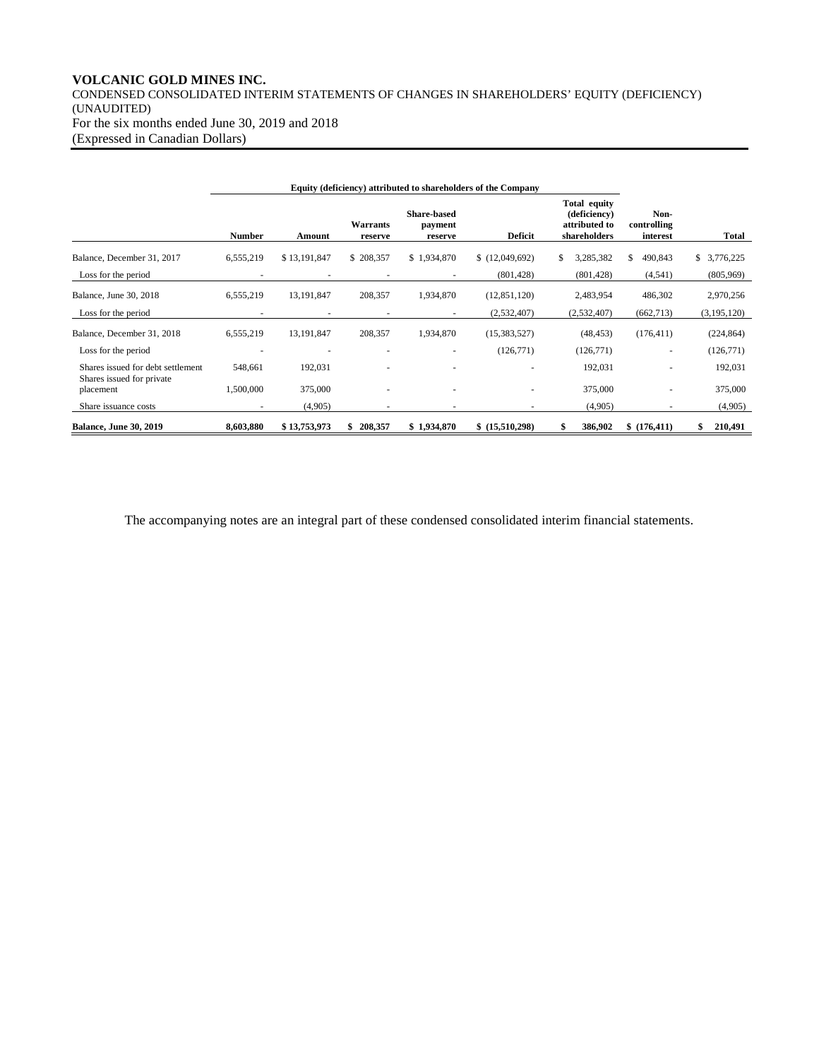**VOLCANIC GOLD MINES INC.**
CONDENSED CONSOLIDATED INTERIM STATEMENTS OF CHANGES IN SHAREHOLDERS' EQUITY (DEFICIENCY) (UNAUDITED)
For the six months ended June 30, 2019 and 2018
(Expressed in Canadian Dollars)

| | Equity (deficiency) attributed to shareholders of the Company | | | | | | | |
|---|---|---|---|---|---|---|---|---|
| | Number | Amount | Warrants reserve | Share-based payment reserve | Deficit | Total equity (deficiency) attributed to shareholders | Non-controlling interest | Total |
| Balance, December 31, 2017 | 6,555,219 | $ 13,191,847 | $ 208,357 | $ 1,934,870 | $ (12,049,692) | $ 3,285,382 | $ 490,843 | $ 3,776,225 |
| Loss for the period | - | - | - | - | (801,428) | (801,428) | (4,541) | (805,969) |
| Balance, June 30, 2018 | 6,555,219 | 13,191,847 | 208,357 | 1,934,870 | (12,851,120) | 2,483,954 | 486,302 | 2,970,256 |
| Loss for the period | - | - | - | - | (2,532,407) | (2,532,407) | (662,713) | (3,195,120) |
| Balance, December 31, 2018 | 6,555,219 | 13,191,847 | 208,357 | 1,934,870 | (15,383,527) | (48,453) | (176,411) | (224,864) |
| Loss for the period | - | - | - | - | (126,771) | (126,771) | - | (126,771) |
| Shares issued for debt settlement | 548,661 | 192,031 | - | - | - | 192,031 | - | 192,031 |
| Shares issued for private placement | 1,500,000 | 375,000 | - | - | - | 375,000 | - | 375,000 |
| Share issuance costs | - | (4,905) | - | - | - | (4,905) | - | (4,905) |
| **Balance, June 30, 2019** | **8,603,880** | **$ 13,753,973** | **$ 208,357** | **$ 1,934,870** | **$ (15,510,298)** | **$ 386,902** | **$ (176,411)** | **$ 210,491** |

The accompanying notes are an integral part of these condensed consolidated interim financial statements.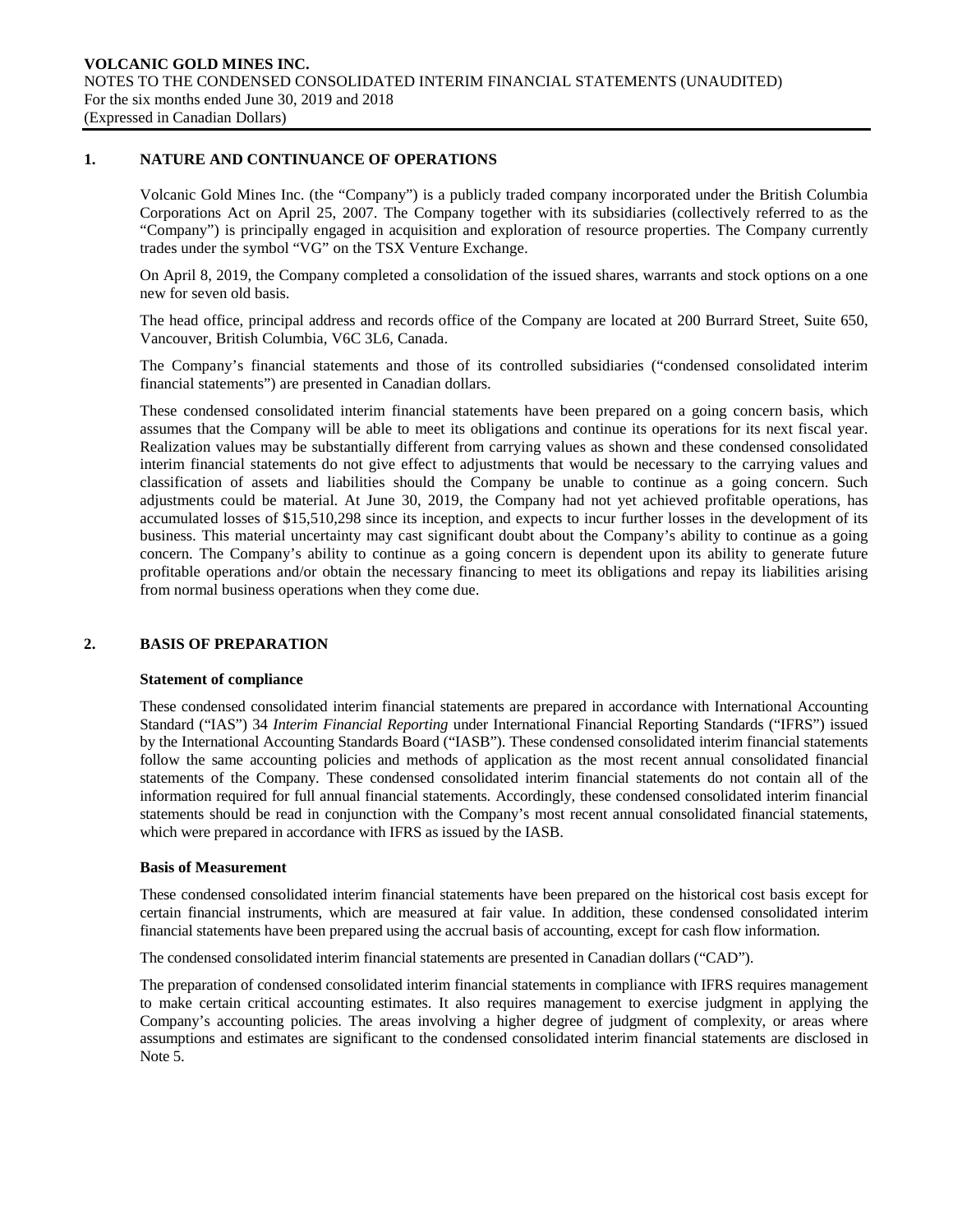## 1. NATURE AND CONTINUANCE OF OPERATIONS

Volcanic Gold Mines Inc. (the "Company") is a publicly traded company incorporated under the British Columbia Corporations Act on April 25, 2007. The Company together with its subsidiaries (collectively referred to as the "Company") is principally engaged in acquisition and exploration of resource properties. The Company currently trades under the symbol "VG" on the TSX Venture Exchange.

On April 8, 2019, the Company completed a consolidation of the issued shares, warrants and stock options on a one new for seven old basis.

The head office, principal address and records office of the Company are located at 200 Burrard Street, Suite 650, Vancouver, British Columbia, V6C 3L6, Canada.

The Company's financial statements and those of its controlled subsidiaries ("condensed consolidated interim financial statements") are presented in Canadian dollars.

These condensed consolidated interim financial statements have been prepared on a going concern basis, which assumes that the Company will be able to meet its obligations and continue its operations for its next fiscal year. Realization values may be substantially different from carrying values as shown and these condensed consolidated interim financial statements do not give effect to adjustments that would be necessary to the carrying values and classification of assets and liabilities should the Company be unable to continue as a going concern. Such adjustments could be material. At June 30, 2019, the Company had not yet achieved profitable operations, has accumulated losses of $15,510,298 since its inception, and expects to incur further losses in the development of its business. This material uncertainty may cast significant doubt about the Company's ability to continue as a going concern. The Company's ability to continue as a going concern is dependent upon its ability to generate future profitable operations and/or obtain the necessary financing to meet its obligations and repay its liabilities arising from normal business operations when they come due.

## 2. BASIS OF PREPARATION

### Statement of compliance

These condensed consolidated interim financial statements are prepared in accordance with International Accounting Standard ("IAS") 34 *Interim Financial Reporting* under International Financial Reporting Standards ("IFRS") issued by the International Accounting Standards Board ("IASB"). These condensed consolidated interim financial statements follow the same accounting policies and methods of application as the most recent annual consolidated financial statements of the Company. These condensed consolidated interim financial statements do not contain all of the information required for full annual financial statements. Accordingly, these condensed consolidated interim financial statements should be read in conjunction with the Company's most recent annual consolidated financial statements, which were prepared in accordance with IFRS as issued by the IASB.

### Basis of Measurement

These condensed consolidated interim financial statements have been prepared on the historical cost basis except for certain financial instruments, which are measured at fair value. In addition, these condensed consolidated interim financial statements have been prepared using the accrual basis of accounting, except for cash flow information.

The condensed consolidated interim financial statements are presented in Canadian dollars ("CAD").

The preparation of condensed consolidated interim financial statements in compliance with IFRS requires management to make certain critical accounting estimates. It also requires management to exercise judgment in applying the Company's accounting policies. The areas involving a higher degree of judgment of complexity, or areas where assumptions and estimates are significant to the condensed consolidated interim financial statements are disclosed in Note 5.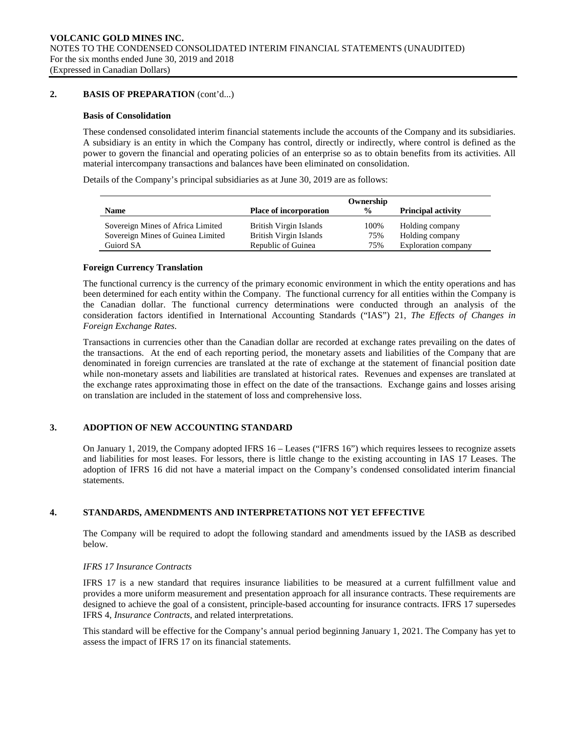## 2. BASIS OF PREPARATION (cont'd...)

### Basis of Consolidation

These condensed consolidated interim financial statements include the accounts of the Company and its subsidiaries. A subsidiary is an entity in which the Company has control, directly or indirectly, where control is defined as the power to govern the financial and operating policies of an enterprise so as to obtain benefits from its activities. All material intercompany transactions and balances have been eliminated on consolidation.

Details of the Company's principal subsidiaries as at June 30, 2019 are as follows:

| Name | Place of incorporation | Ownership % | Principal activity |
|---|---|---|---|
| Sovereign Mines of Africa Limited | British Virgin Islands | 100% | Holding company |
| Sovereign Mines of Guinea Limited | British Virgin Islands | 75% | Holding company |
| Guiord SA | Republic of Guinea | 75% | Exploration company |

### Foreign Currency Translation

The functional currency is the currency of the primary economic environment in which the entity operations and has been determined for each entity within the Company. The functional currency for all entities within the Company is the Canadian dollar. The functional currency determinations were conducted through an analysis of the consideration factors identified in International Accounting Standards ("IAS") 21, *The Effects of Changes in Foreign Exchange Rates*.

Transactions in currencies other than the Canadian dollar are recorded at exchange rates prevailing on the dates of the transactions. At the end of each reporting period, the monetary assets and liabilities of the Company that are denominated in foreign currencies are translated at the rate of exchange at the statement of financial position date while non-monetary assets and liabilities are translated at historical rates. Revenues and expenses are translated at the exchange rates approximating those in effect on the date of the transactions. Exchange gains and losses arising on translation are included in the statement of loss and comprehensive loss.

## 3. ADOPTION OF NEW ACCOUNTING STANDARD

On January 1, 2019, the Company adopted IFRS 16 – Leases ("IFRS 16") which requires lessees to recognize assets and liabilities for most leases. For lessors, there is little change to the existing accounting in IAS 17 Leases. The adoption of IFRS 16 did not have a material impact on the Company's condensed consolidated interim financial statements.

## 4. STANDARDS, AMENDMENTS AND INTERPRETATIONS NOT YET EFFECTIVE

The Company will be required to adopt the following standard and amendments issued by the IASB as described below.

*IFRS 17 Insurance Contracts*

IFRS 17 is a new standard that requires insurance liabilities to be measured at a current fulfillment value and provides a more uniform measurement and presentation approach for all insurance contracts. These requirements are designed to achieve the goal of a consistent, principle-based accounting for insurance contracts. IFRS 17 supersedes IFRS 4, *Insurance Contracts*, and related interpretations.

This standard will be effective for the Company's annual period beginning January 1, 2021. The Company has yet to assess the impact of IFRS 17 on its financial statements.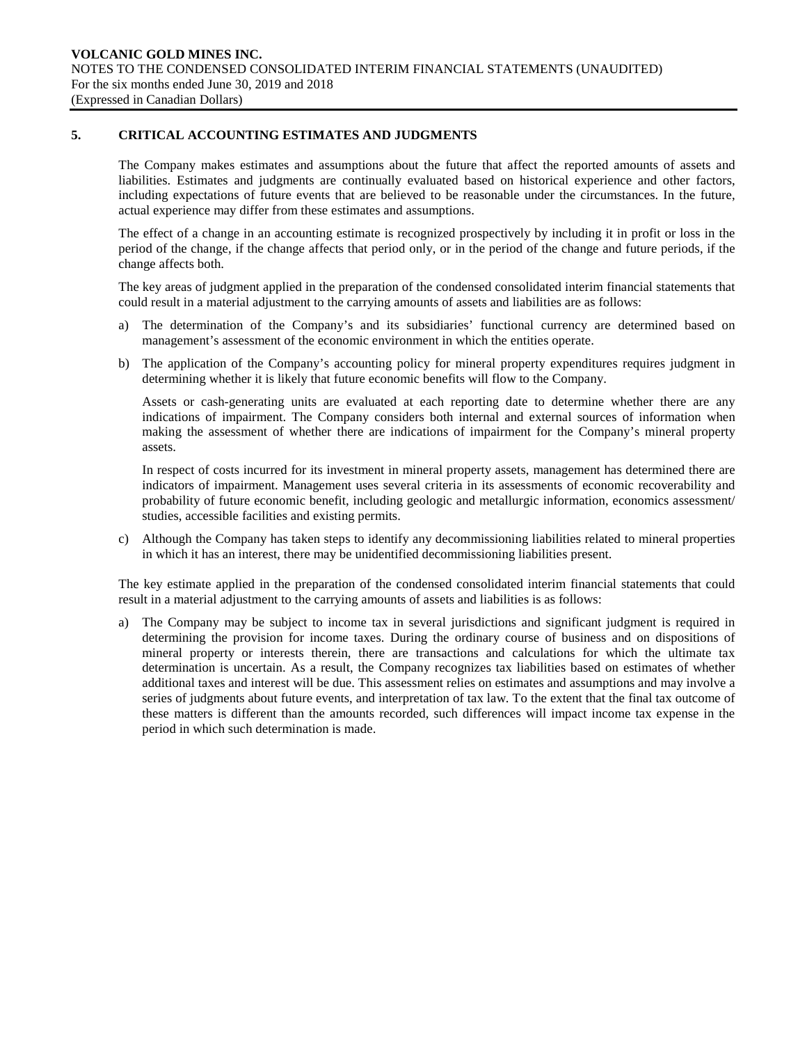## 5. CRITICAL ACCOUNTING ESTIMATES AND JUDGMENTS

The Company makes estimates and assumptions about the future that affect the reported amounts of assets and liabilities. Estimates and judgments are continually evaluated based on historical experience and other factors, including expectations of future events that are believed to be reasonable under the circumstances. In the future, actual experience may differ from these estimates and assumptions.

The effect of a change in an accounting estimate is recognized prospectively by including it in profit or loss in the period of the change, if the change affects that period only, or in the period of the change and future periods, if the change affects both.

The key areas of judgment applied in the preparation of the condensed consolidated interim financial statements that could result in a material adjustment to the carrying amounts of assets and liabilities are as follows:

a) The determination of the Company's and its subsidiaries' functional currency are determined based on management's assessment of the economic environment in which the entities operate.

b) The application of the Company's accounting policy for mineral property expenditures requires judgment in determining whether it is likely that future economic benefits will flow to the Company.

   Assets or cash-generating units are evaluated at each reporting date to determine whether there are any indications of impairment. The Company considers both internal and external sources of information when making the assessment of whether there are indications of impairment for the Company's mineral property assets.

   In respect of costs incurred for its investment in mineral property assets, management has determined there are indicators of impairment. Management uses several criteria in its assessments of economic recoverability and probability of future economic benefit, including geologic and metallurgic information, economics assessment/ studies, accessible facilities and existing permits.

c) Although the Company has taken steps to identify any decommissioning liabilities related to mineral properties in which it has an interest, there may be unidentified decommissioning liabilities present.

The key estimate applied in the preparation of the condensed consolidated interim financial statements that could result in a material adjustment to the carrying amounts of assets and liabilities is as follows:

a) The Company may be subject to income tax in several jurisdictions and significant judgment is required in determining the provision for income taxes. During the ordinary course of business and on dispositions of mineral property or interests therein, there are transactions and calculations for which the ultimate tax determination is uncertain. As a result, the Company recognizes tax liabilities based on estimates of whether additional taxes and interest will be due. This assessment relies on estimates and assumptions and may involve a series of judgments about future events, and interpretation of tax law. To the extent that the final tax outcome of these matters is different than the amounts recorded, such differences will impact income tax expense in the period in which such determination is made.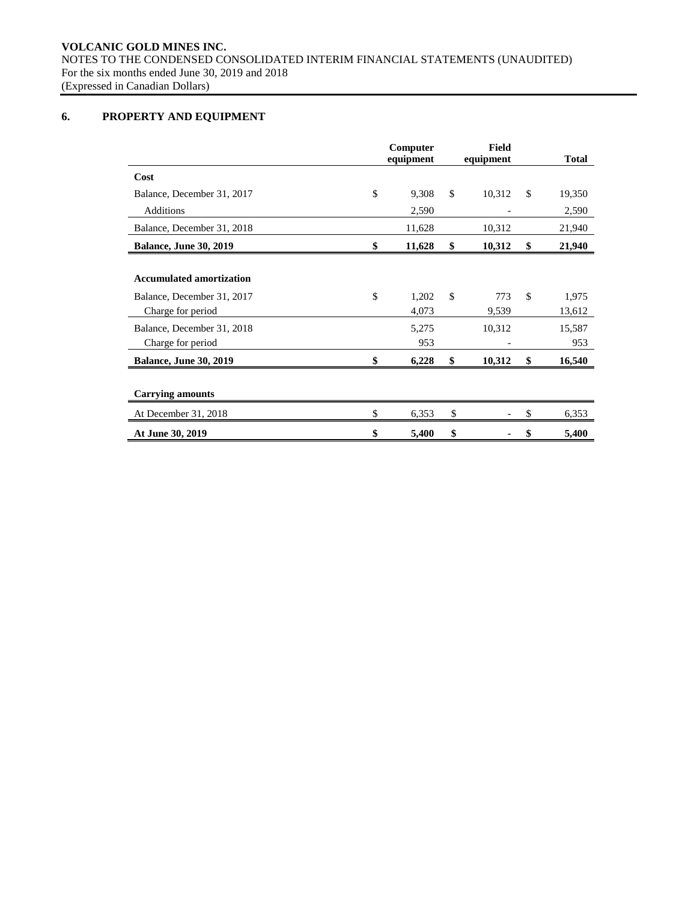## 6. PROPERTY AND EQUIPMENT

| | Computer equipment | Field equipment | Total |
|---|---|---|---|
| **Cost** | | | |
| Balance, December 31, 2017 | $ 9,308 | $ 10,312 | $ 19,350 |
| Additions | 2,590 | - | 2,590 |
| Balance, December 31, 2018 | 11,628 | 10,312 | 21,940 |
| **Balance, June 30, 2019** | **$ 11,628** | **$ 10,312** | **$ 21,940** |
| | | | |
| **Accumulated amortization** | | | |
| Balance, December 31, 2017 | $ 1,202 | $ 773 | $ 1,975 |
| Charge for period | 4,073 | 9,539 | 13,612 |
| Balance, December 31, 2018 | 5,275 | 10,312 | 15,587 |
| Charge for period | 953 | - | 953 |
| **Balance, June 30, 2019** | **$ 6,228** | **$ 10,312** | **$ 16,540** |
| | | | |
| **Carrying amounts** | | | |
| At December 31, 2018 | $ 6,353 | $ - | $ 6,353 |
| **At June 30, 2019** | **$ 5,400** | **$ -** | **$ 5,400** |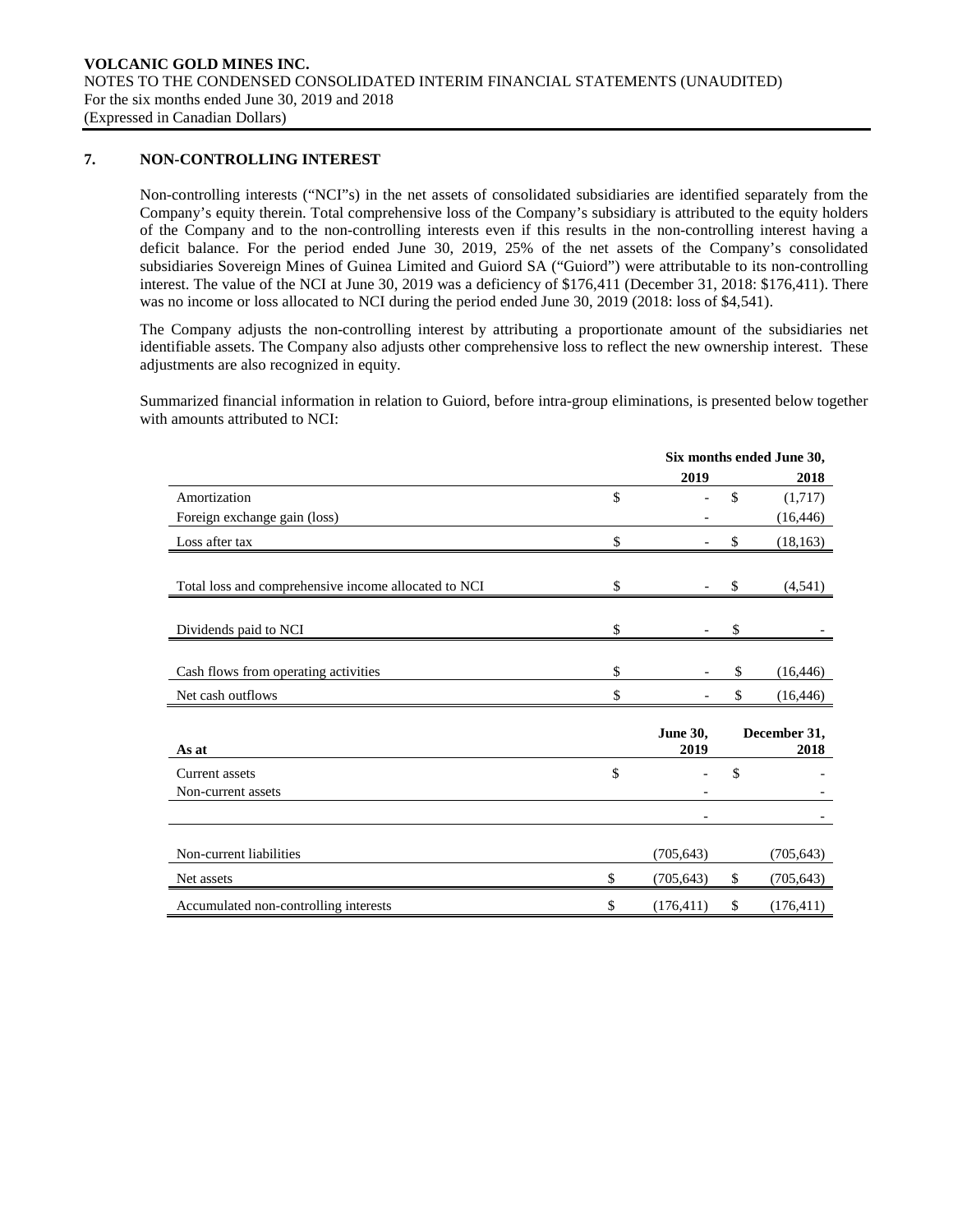## 7. NON-CONTROLLING INTEREST

Non-controlling interests ("NCI"s) in the net assets of consolidated subsidiaries are identified separately from the Company's equity therein. Total comprehensive loss of the Company's subsidiary is attributed to the equity holders of the Company and to the non-controlling interests even if this results in the non-controlling interest having a deficit balance. For the period ended June 30, 2019, 25% of the net assets of the Company's consolidated subsidiaries Sovereign Mines of Guinea Limited and Guiord SA ("Guiord") were attributable to its non-controlling interest. The value of the NCI at June 30, 2019 was a deficiency of $176,411 (December 31, 2018: $176,411). There was no income or loss allocated to NCI during the period ended June 30, 2019 (2018: loss of $4,541).

The Company adjusts the non-controlling interest by attributing a proportionate amount of the subsidiaries net identifiable assets. The Company also adjusts other comprehensive loss to reflect the new ownership interest. These adjustments are also recognized in equity.

Summarized financial information in relation to Guiord, before intra-group eliminations, is presented below together with amounts attributed to NCI:

| | Six months ended June 30, 2019 | Six months ended June 30, 2018 |
|---|---|---|
| Amortization | $ - | $ (1,717) |
| Foreign exchange gain (loss) | - | (16,446) |
| Loss after tax | $ - | $ (18,163) |
| Total loss and comprehensive income allocated to NCI | $ - | $ (4,541) |
| Dividends paid to NCI | $ - | $ - |
| Cash flows from operating activities | $ - | $ (16,446) |
| Net cash outflows | $ - | $ (16,446) |

| As at | June 30, 2019 | December 31, 2018 |
|---|---|---|
| Current assets | $ - | $ - |
| Non-current assets | - | - |
| | - | - |
| Non-current liabilities | (705,643) | (705,643) |
| Net assets | $ (705,643) | $ (705,643) |
| Accumulated non-controlling interests | $ (176,411) | $ (176,411) |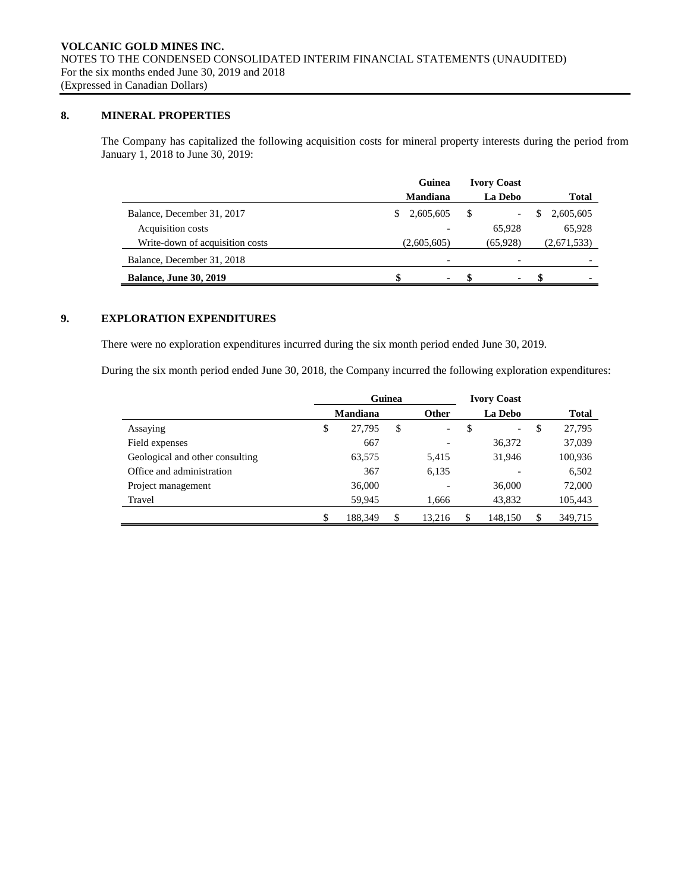## 8. MINERAL PROPERTIES

The Company has capitalized the following acquisition costs for mineral property interests during the period from January 1, 2018 to June 30, 2019:

| | Guinea<br>Mandiana | Ivory Coast<br>La Debo | Total |
|---|---|---|---|
| Balance, December 31, 2017 | $ 2,605,605 | $ - | $ 2,605,605 |
| Acquisition costs | - | 65,928 | 65,928 |
| Write-down of acquisition costs | (2,605,605) | (65,928) | (2,671,533) |
| Balance, December 31, 2018 | - | - | - |
| **Balance, June 30, 2019** | **$ -** | **$ -** | **$ -** |

## 9. EXPLORATION EXPENDITURES

There were no exploration expenditures incurred during the six month period ended June 30, 2019.

During the six month period ended June 30, 2018, the Company incurred the following exploration expenditures:

| | Guinea | | Ivory Coast | |
|---|---|---|---|---|
| | Mandiana | Other | La Debo | Total |
| Assaying | $ 27,795 | $ - | $ - | $ 27,795 |
| Field expenses | 667 | - | 36,372 | 37,039 |
| Geological and other consulting | 63,575 | 5,415 | 31,946 | 100,936 |
| Office and administration | 367 | 6,135 | - | 6,502 |
| Project management | 36,000 | - | 36,000 | 72,000 |
| Travel | 59,945 | 1,666 | 43,832 | 105,443 |
| | $ 188,349 | $ 13,216 | $ 148,150 | $ 349,715 |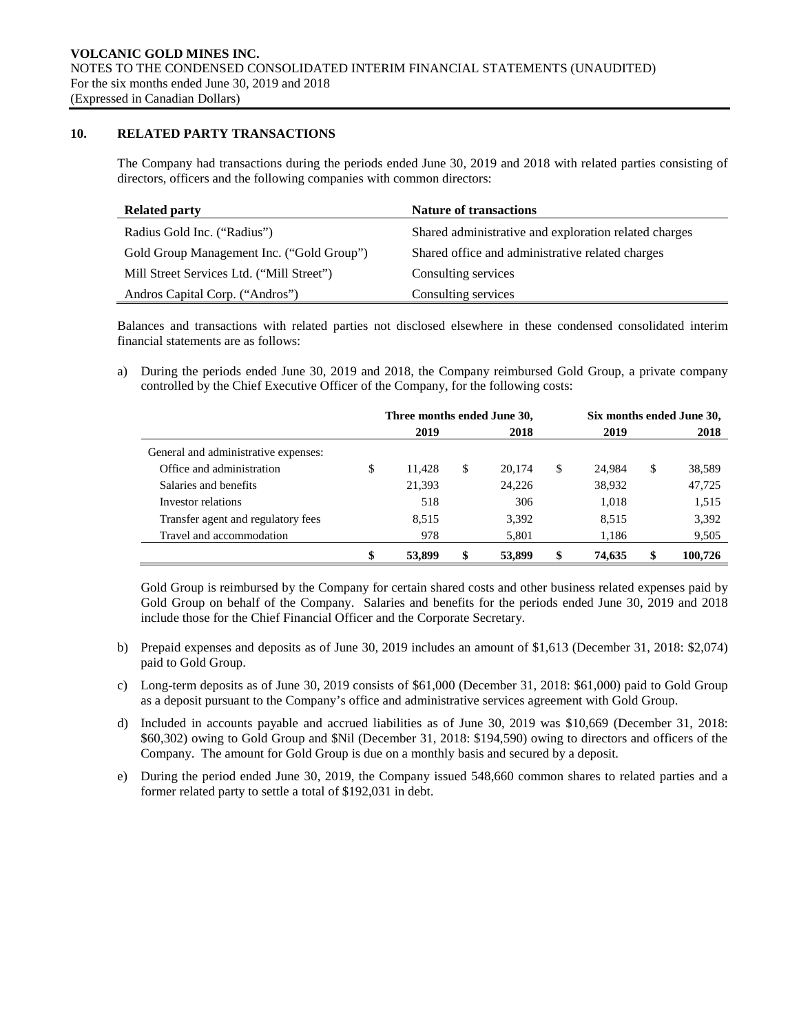## 10. RELATED PARTY TRANSACTIONS

The Company had transactions during the periods ended June 30, 2019 and 2018 with related parties consisting of directors, officers and the following companies with common directors:

| Related party | Nature of transactions |
|---|---|
| Radius Gold Inc. ("Radius") | Shared administrative and exploration related charges |
| Gold Group Management Inc. ("Gold Group") | Shared office and administrative related charges |
| Mill Street Services Ltd. ("Mill Street") | Consulting services |
| Andros Capital Corp. ("Andros") | Consulting services |

Balances and transactions with related parties not disclosed elsewhere in these condensed consolidated interim financial statements are as follows:

a) During the periods ended June 30, 2019 and 2018, the Company reimbursed Gold Group, a private company controlled by the Chief Executive Officer of the Company, for the following costs:

| | Three months ended June 30, | | Six months ended June 30, | |
|---|---|---|---|---|
| | 2019 | 2018 | 2019 | 2018 |
| General and administrative expenses: | | | | |
| Office and administration | $ 11,428 | $ 20,174 | $ 24,984 | $ 38,589 |
| Salaries and benefits | 21,393 | 24,226 | 38,932 | 47,725 |
| Investor relations | 518 | 306 | 1,018 | 1,515 |
| Transfer agent and regulatory fees | 8,515 | 3,392 | 8,515 | 3,392 |
| Travel and accommodation | 978 | 5,801 | 1,186 | 9,505 |
| | **$ 53,899** | **$ 53,899** | **$ 74,635** | **$ 100,726** |

Gold Group is reimbursed by the Company for certain shared costs and other business related expenses paid by Gold Group on behalf of the Company. Salaries and benefits for the periods ended June 30, 2019 and 2018 include those for the Chief Financial Officer and the Corporate Secretary.

b) Prepaid expenses and deposits as of June 30, 2019 includes an amount of $1,613 (December 31, 2018: $2,074) paid to Gold Group.

c) Long-term deposits as of June 30, 2019 consists of $61,000 (December 31, 2018: $61,000) paid to Gold Group as a deposit pursuant to the Company's office and administrative services agreement with Gold Group.

d) Included in accounts payable and accrued liabilities as of June 30, 2019 was $10,669 (December 31, 2018: $60,302) owing to Gold Group and $Nil (December 31, 2018: $194,590) owing to directors and officers of the Company. The amount for Gold Group is due on a monthly basis and secured by a deposit.

e) During the period ended June 30, 2019, the Company issued 548,660 common shares to related parties and a former related party to settle a total of $192,031 in debt.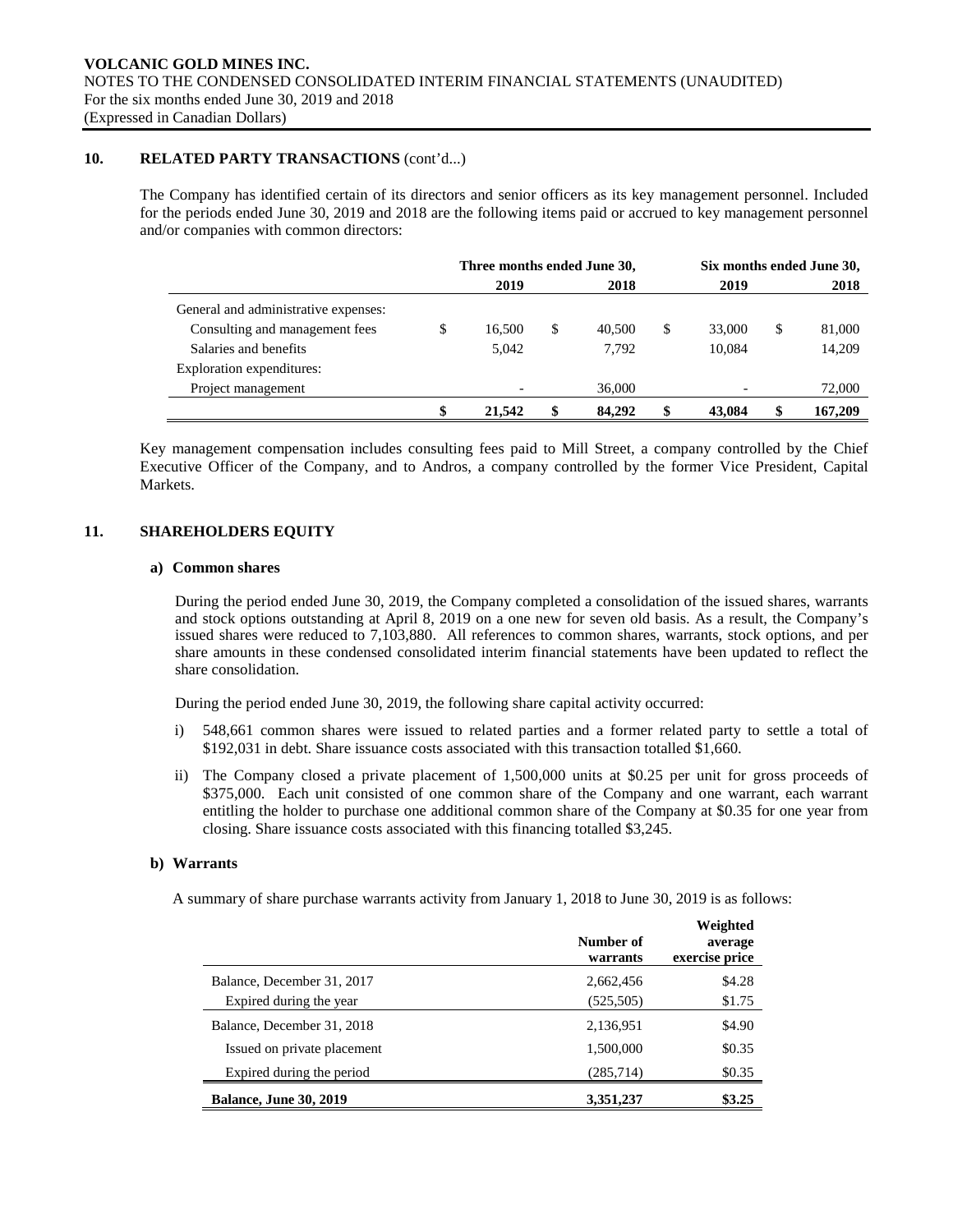## 10. RELATED PARTY TRANSACTIONS (cont'd...)

The Company has identified certain of its directors and senior officers as its key management personnel. Included for the periods ended June 30, 2019 and 2018 are the following items paid or accrued to key management personnel and/or companies with common directors:

| | Three months ended June 30, | | Six months ended June 30, | |
|---|---|---|---|---|
| | 2019 | 2018 | 2019 | 2018 |
| General and administrative expenses: | | | | |
| Consulting and management fees | $ 16,500 | $ 40,500 | $ 33,000 | $ 81,000 |
| Salaries and benefits | 5,042 | 7,792 | 10,084 | 14,209 |
| Exploration expenditures: | | | | |
| Project management | - | 36,000 | - | 72,000 |
| | **$ 21,542** | **$ 84,292** | **$ 43,084** | **$ 167,209** |

Key management compensation includes consulting fees paid to Mill Street, a company controlled by the Chief Executive Officer of the Company, and to Andros, a company controlled by the former Vice President, Capital Markets.

## 11. SHAREHOLDERS EQUITY

### a) Common shares

During the period ended June 30, 2019, the Company completed a consolidation of the issued shares, warrants and stock options outstanding at April 8, 2019 on a one new for seven old basis. As a result, the Company's issued shares were reduced to 7,103,880. All references to common shares, warrants, stock options, and per share amounts in these condensed consolidated interim financial statements have been updated to reflect the share consolidation.

During the period ended June 30, 2019, the following share capital activity occurred:

i) 548,661 common shares were issued to related parties and a former related party to settle a total of $192,031 in debt. Share issuance costs associated with this transaction totalled $1,660.

ii) The Company closed a private placement of 1,500,000 units at $0.25 per unit for gross proceeds of $375,000. Each unit consisted of one common share of the Company and one warrant, each warrant entitling the holder to purchase one additional common share of the Company at $0.35 for one year from closing. Share issuance costs associated with this financing totalled $3,245.

### b) Warrants

A summary of share purchase warrants activity from January 1, 2018 to June 30, 2019 is as follows:

| | Number of warrants | Weighted average exercise price |
|---|---|---|
| Balance, December 31, 2017 | 2,662,456 | $4.28 |
| Expired during the year | (525,505) | $1.75 |
| Balance, December 31, 2018 | 2,136,951 | $4.90 |
| Issued on private placement | 1,500,000 | $0.35 |
| Expired during the period | (285,714) | $0.35 |
| **Balance, June 30, 2019** | **3,351,237** | **$3.25** |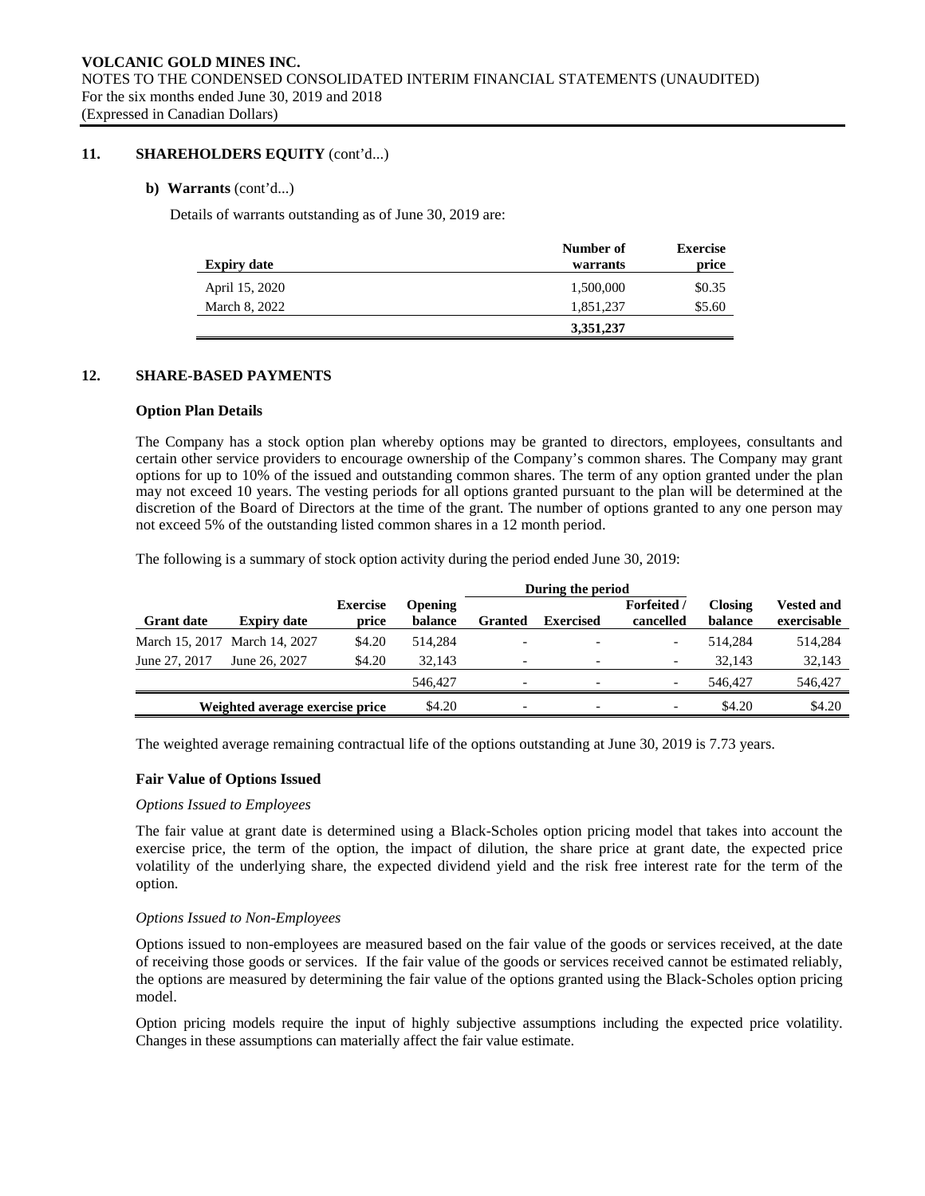## 11. SHAREHOLDERS EQUITY (cont'd...)

**b) Warrants** (cont'd...)

Details of warrants outstanding as of June 30, 2019 are:

| Expiry date | Number of warrants | Exercise price |
|---|---|---|
| April 15, 2020 | 1,500,000 | $0.35 |
| March 8, 2022 | 1,851,237 | $5.60 |
| | **3,351,237** | |

## 12. SHARE-BASED PAYMENTS

### Option Plan Details

The Company has a stock option plan whereby options may be granted to directors, employees, consultants and certain other service providers to encourage ownership of the Company's common shares. The Company may grant options for up to 10% of the issued and outstanding common shares. The term of any option granted under the plan may not exceed 10 years. The vesting periods for all options granted pursuant to the plan will be determined at the discretion of the Board of Directors at the time of the grant. The number of options granted to any one person may not exceed 5% of the outstanding listed common shares in a 12 month period.

The following is a summary of stock option activity during the period ended June 30, 2019:

| | | | | During the period | | | | |
|---|---|---|---|---|---|---|---|---|
| **Grant date** | **Expiry date** | **Exercise price** | **Opening balance** | **Granted** | **Exercised** | **Forfeited / cancelled** | **Closing balance** | **Vested and exercisable** |
| March 15, 2017 | March 14, 2027 | $4.20 | 514,284 | - | - | - | 514,284 | 514,284 |
| June 27, 2017 | June 26, 2027 | $4.20 | 32,143 | - | - | - | 32,143 | 32,143 |
| | | | 546,427 | - | - | - | 546,427 | 546,427 |
| Weighted average exercise price | | | $4.20 | - | - | - | $4.20 | $4.20 |

The weighted average remaining contractual life of the options outstanding at June 30, 2019 is 7.73 years.

### Fair Value of Options Issued

*Options Issued to Employees*

The fair value at grant date is determined using a Black-Scholes option pricing model that takes into account the exercise price, the term of the option, the impact of dilution, the share price at grant date, the expected price volatility of the underlying share, the expected dividend yield and the risk free interest rate for the term of the option.

*Options Issued to Non-Employees*

Options issued to non-employees are measured based on the fair value of the goods or services received, at the date of receiving those goods or services. If the fair value of the goods or services received cannot be estimated reliably, the options are measured by determining the fair value of the options granted using the Black-Scholes option pricing model.

Option pricing models require the input of highly subjective assumptions including the expected price volatility. Changes in these assumptions can materially affect the fair value estimate.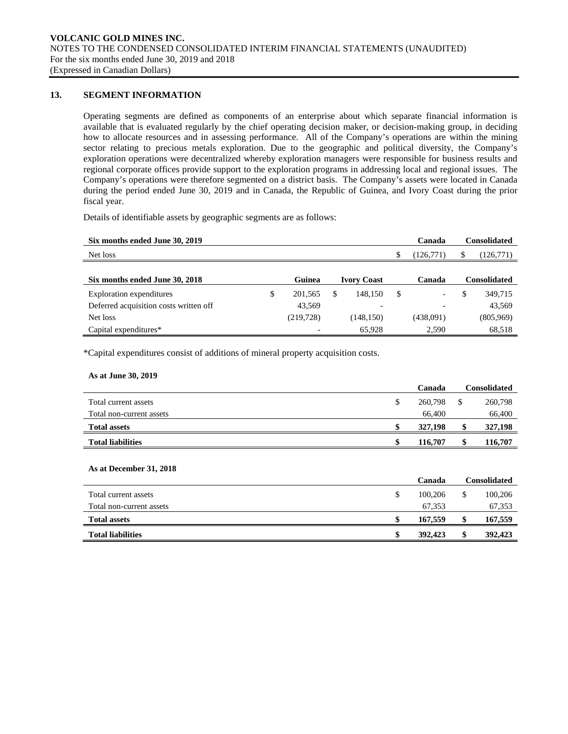## 13. SEGMENT INFORMATION

Operating segments are defined as components of an enterprise about which separate financial information is available that is evaluated regularly by the chief operating decision maker, or decision-making group, in deciding how to allocate resources and in assessing performance. All of the Company's operations are within the mining sector relating to precious metals exploration. Due to the geographic and political diversity, the Company's exploration operations were decentralized whereby exploration managers were responsible for business results and regional corporate offices provide support to the exploration programs in addressing local and regional issues. The Company's operations were therefore segmented on a district basis. The Company's assets were located in Canada during the period ended June 30, 2019 and in Canada, the Republic of Guinea, and Ivory Coast during the prior fiscal year.

Details of identifiable assets by geographic segments are as follows:

| Six months ended June 30, 2019 | Canada | Consolidated |
|---|---|---|
| Net loss | $ (126,771) | $ (126,771) |

| Six months ended June 30, 2018 | Guinea | Ivory Coast | Canada | Consolidated |
|---|---|---|---|---|
| Exploration expenditures | $ 201,565 | $ 148,150 | $ - | $ 349,715 |
| Deferred acquisition costs written off | 43,569 | - | - | 43,569 |
| Net loss | (219,728) | (148,150) | (438,091) | (805,969) |
| Capital expenditures* | - | 65,928 | 2,590 | 68,518 |

*Capital expenditures consist of additions of mineral property acquisition costs.

**As at June 30, 2019**

| | Canada | Consolidated |
|---|---|---|
| Total current assets | $ 260,798 | $ 260,798 |
| Total non-current assets | 66,400 | 66,400 |
| **Total assets** | **$ 327,198** | **$ 327,198** |
| **Total liabilities** | **$ 116,707** | **$ 116,707** |

**As at December 31, 2018**

| | Canada | Consolidated |
|---|---|---|
| Total current assets | $ 100,206 | $ 100,206 |
| Total non-current assets | 67,353 | 67,353 |
| **Total assets** | **$ 167,559** | **$ 167,559** |
| **Total liabilities** | **$ 392,423** | **$ 392,423** |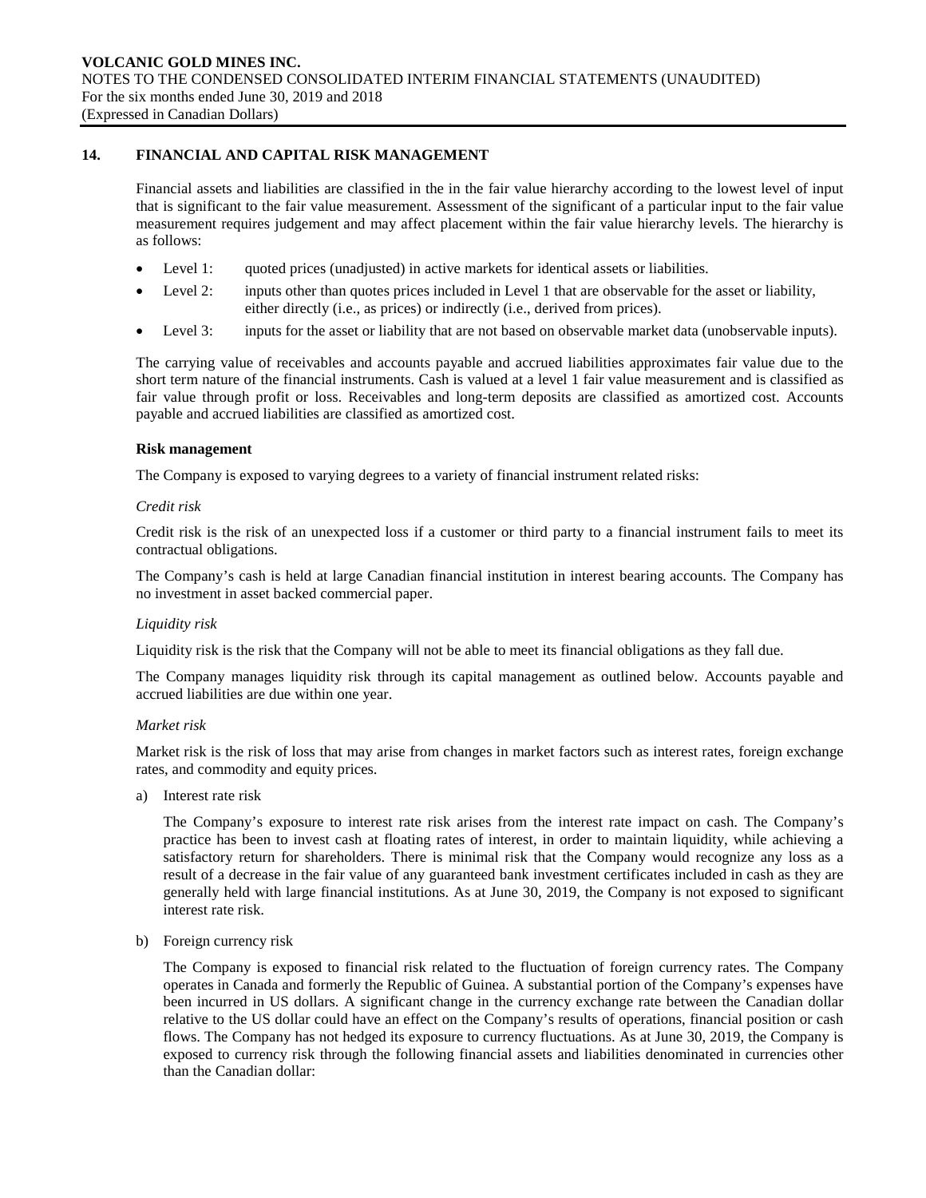## 14. FINANCIAL AND CAPITAL RISK MANAGEMENT

Financial assets and liabilities are classified in the in the fair value hierarchy according to the lowest level of input that is significant to the fair value measurement. Assessment of the significant of a particular input to the fair value measurement requires judgement and may affect placement within the fair value hierarchy levels. The hierarchy is as follows:

- Level 1: quoted prices (unadjusted) in active markets for identical assets or liabilities.
- Level 2: inputs other than quotes prices included in Level 1 that are observable for the asset or liability, either directly (i.e., as prices) or indirectly (i.e., derived from prices).
- Level 3: inputs for the asset or liability that are not based on observable market data (unobservable inputs).

The carrying value of receivables and accounts payable and accrued liabilities approximates fair value due to the short term nature of the financial instruments. Cash is valued at a level 1 fair value measurement and is classified as fair value through profit or loss. Receivables and long-term deposits are classified as amortized cost. Accounts payable and accrued liabilities are classified as amortized cost.

**Risk management**

The Company is exposed to varying degrees to a variety of financial instrument related risks:

*Credit risk*

Credit risk is the risk of an unexpected loss if a customer or third party to a financial instrument fails to meet its contractual obligations.

The Company's cash is held at large Canadian financial institution in interest bearing accounts. The Company has no investment in asset backed commercial paper.

*Liquidity risk*

Liquidity risk is the risk that the Company will not be able to meet its financial obligations as they fall due.

The Company manages liquidity risk through its capital management as outlined below. Accounts payable and accrued liabilities are due within one year.

*Market risk*

Market risk is the risk of loss that may arise from changes in market factors such as interest rates, foreign exchange rates, and commodity and equity prices.

a) Interest rate risk

The Company's exposure to interest rate risk arises from the interest rate impact on cash. The Company's practice has been to invest cash at floating rates of interest, in order to maintain liquidity, while achieving a satisfactory return for shareholders. There is minimal risk that the Company would recognize any loss as a result of a decrease in the fair value of any guaranteed bank investment certificates included in cash as they are generally held with large financial institutions. As at June 30, 2019, the Company is not exposed to significant interest rate risk.

b) Foreign currency risk

The Company is exposed to financial risk related to the fluctuation of foreign currency rates. The Company operates in Canada and formerly the Republic of Guinea. A substantial portion of the Company's expenses have been incurred in US dollars. A significant change in the currency exchange rate between the Canadian dollar relative to the US dollar could have an effect on the Company's results of operations, financial position or cash flows. The Company has not hedged its exposure to currency fluctuations. As at June 30, 2019, the Company is exposed to currency risk through the following financial assets and liabilities denominated in currencies other than the Canadian dollar: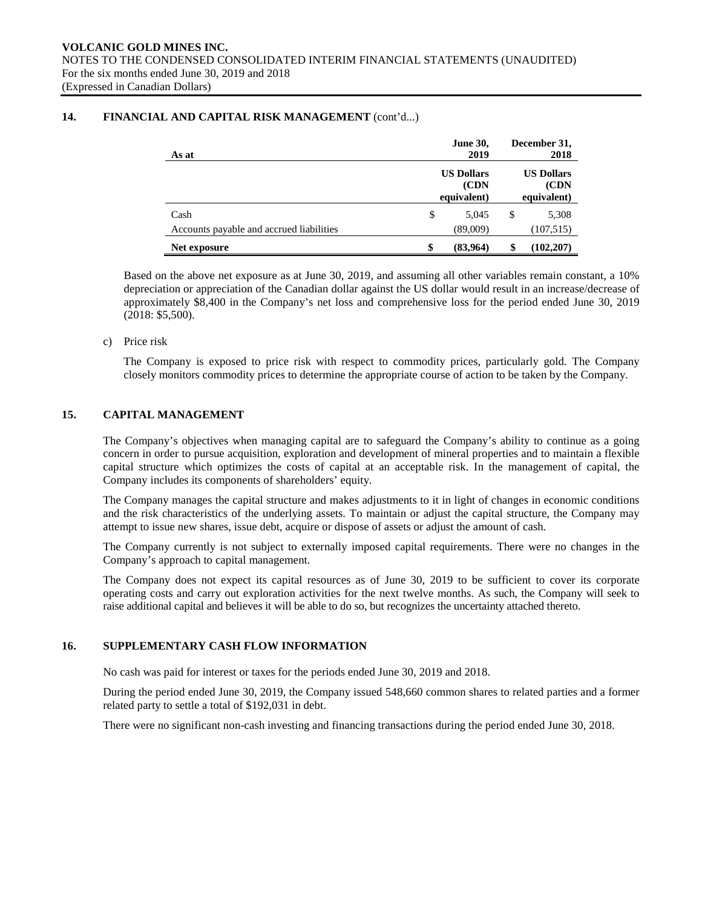## 14. FINANCIAL AND CAPITAL RISK MANAGEMENT (cont'd...)

| As at | June 30, 2019 | December 31, 2018 |
|---|---|---|
| | US Dollars (CDN equivalent) | US Dollars (CDN equivalent) |
| Cash | $ 5,045 | $ 5,308 |
| Accounts payable and accrued liabilities | (89,009) | (107,515) |
| **Net exposure** | **$ (83,964)** | **$ (102,207)** |

Based on the above net exposure as at June 30, 2019, and assuming all other variables remain constant, a 10% depreciation or appreciation of the Canadian dollar against the US dollar would result in an increase/decrease of approximately $8,400 in the Company's net loss and comprehensive loss for the period ended June 30, 2019 (2018: $5,500).

c) Price risk

The Company is exposed to price risk with respect to commodity prices, particularly gold. The Company closely monitors commodity prices to determine the appropriate course of action to be taken by the Company.

## 15. CAPITAL MANAGEMENT

The Company's objectives when managing capital are to safeguard the Company's ability to continue as a going concern in order to pursue acquisition, exploration and development of mineral properties and to maintain a flexible capital structure which optimizes the costs of capital at an acceptable risk. In the management of capital, the Company includes its components of shareholders' equity.

The Company manages the capital structure and makes adjustments to it in light of changes in economic conditions and the risk characteristics of the underlying assets. To maintain or adjust the capital structure, the Company may attempt to issue new shares, issue debt, acquire or dispose of assets or adjust the amount of cash.

The Company currently is not subject to externally imposed capital requirements. There were no changes in the Company's approach to capital management.

The Company does not expect its capital resources as of June 30, 2019 to be sufficient to cover its corporate operating costs and carry out exploration activities for the next twelve months. As such, the Company will seek to raise additional capital and believes it will be able to do so, but recognizes the uncertainty attached thereto.

## 16. SUPPLEMENTARY CASH FLOW INFORMATION

No cash was paid for interest or taxes for the periods ended June 30, 2019 and 2018.

During the period ended June 30, 2019, the Company issued 548,660 common shares to related parties and a former related party to settle a total of $192,031 in debt.

There were no significant non-cash investing and financing transactions during the period ended June 30, 2018.